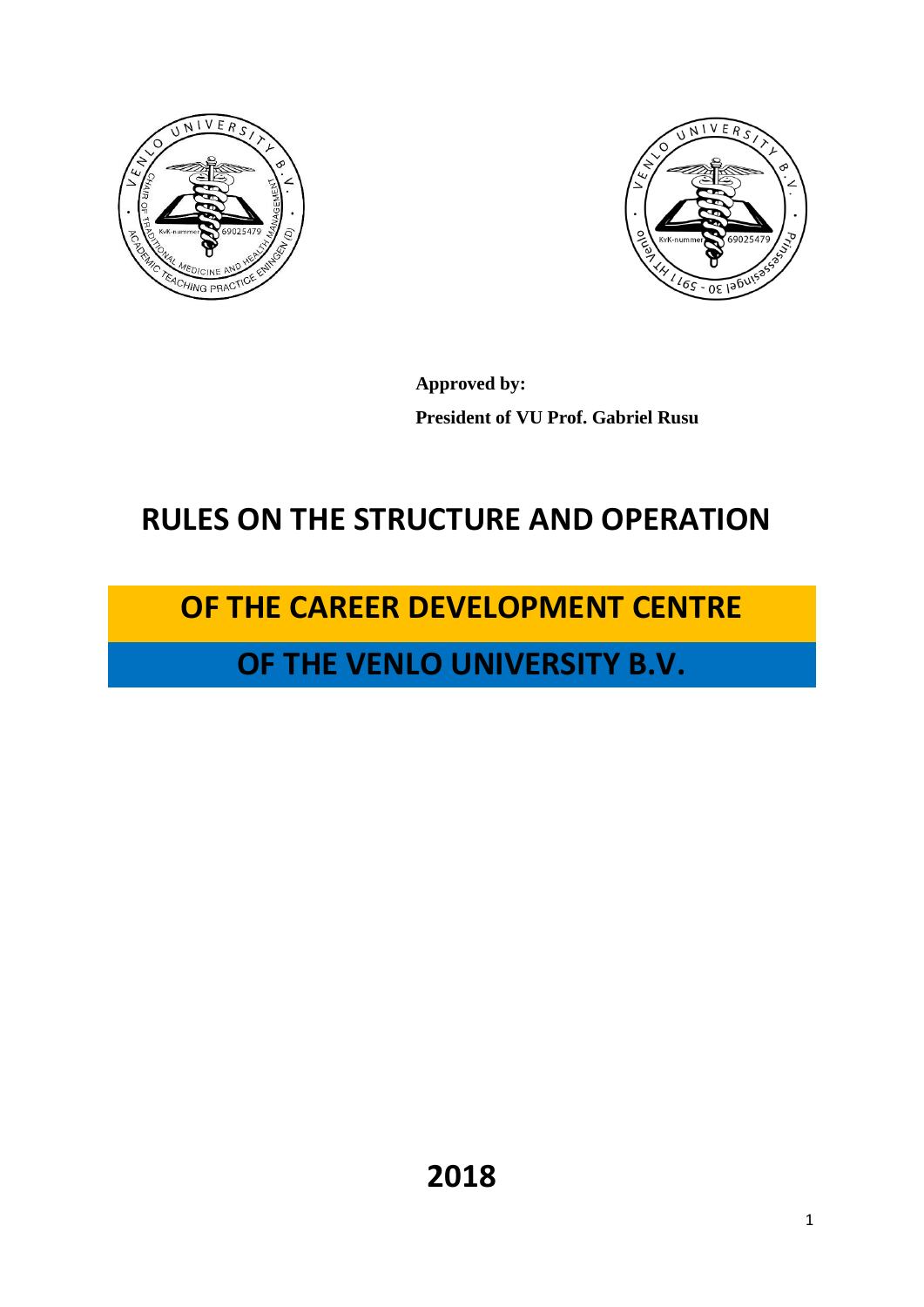**Approved by:**

**President of VU Prof. Gabriel Rusu**

# RULES ON THE STRUCTURE AND OPERATION

# OF THE CAREER DEVELOPMENT CENTRE

# OF THE VENLO UNIVERSITY B.V.

**2018**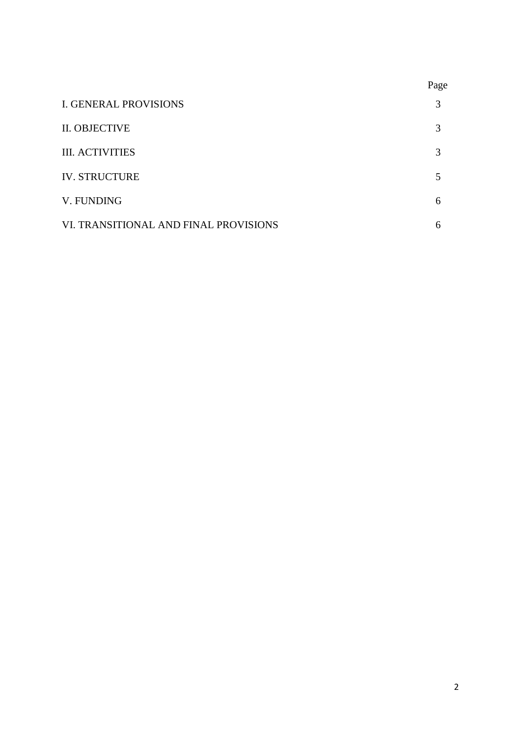| | Page |
|---|---|
| I. GENERAL PROVISIONS | 3 |
| II. OBJECTIVE | 3 |
| III. ACTIVITIES | 3 |
| IV. STRUCTURE | 5 |
| V. FUNDING | 6 |
| VI. TRANSITIONAL AND FINAL PROVISIONS | 6 |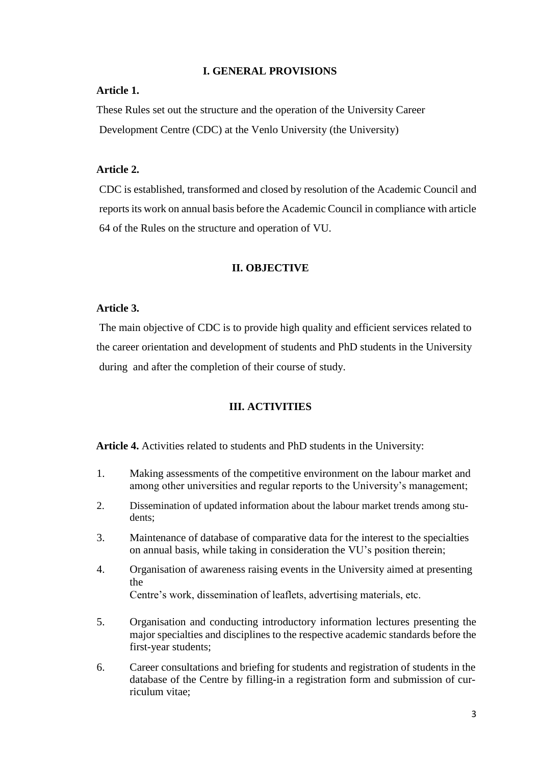## I. GENERAL PROVISIONS

**Article 1.**

These Rules set out the structure and the operation of the University Career Development Centre (CDC) at the Venlo University (the University)

**Article 2.**

CDC is established, transformed and closed by resolution of the Academic Council and reports its work on annual basis before the Academic Council in compliance with article 64 of the Rules on the structure and operation of VU.

## II. OBJECTIVE

**Article 3.**

The main objective of CDC is to provide high quality and efficient services related to the career orientation and development of students and PhD students in the University during and after the completion of their course of study.

## III. ACTIVITIES

**Article 4.** Activities related to students and PhD students in the University:

1. Making assessments of the competitive environment on the labour market and among other universities and regular reports to the University's management;
2. Dissemination of updated information about the labour market trends among students;
3. Maintenance of database of comparative data for the interest to the specialties on annual basis, while taking in consideration the VU's position therein;
4. Organisation of awareness raising events in the University aimed at presenting the Centre's work, dissemination of leaflets, advertising materials, etc.
5. Organisation and conducting introductory information lectures presenting the major specialties and disciplines to the respective academic standards before the first-year students;
6. Career consultations and briefing for students and registration of students in the database of the Centre by filling-in a registration form and submission of curriculum vitae;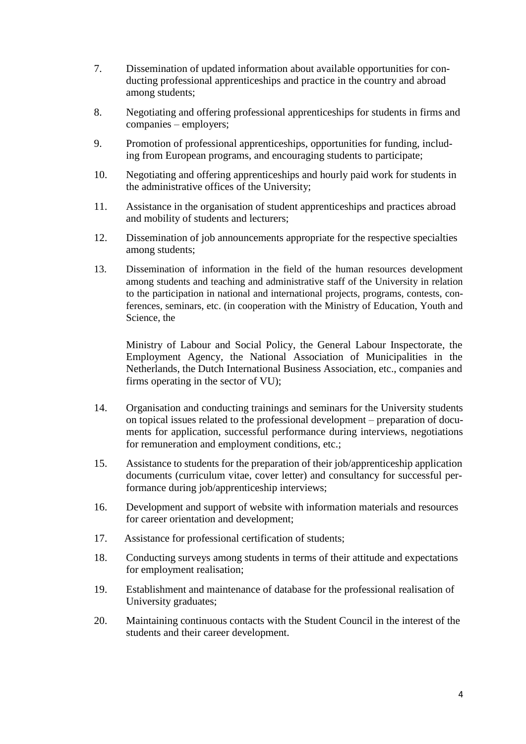7. Dissemination of updated information about available opportunities for conducting professional apprenticeships and practice in the country and abroad among students;

8. Negotiating and offering professional apprenticeships for students in firms and companies – employers;

9. Promotion of professional apprenticeships, opportunities for funding, including from European programs, and encouraging students to participate;

10. Negotiating and offering apprenticeships and hourly paid work for students in the administrative offices of the University;

11. Assistance in the organisation of student apprenticeships and practices abroad and mobility of students and lecturers;

12. Dissemination of job announcements appropriate for the respective specialties among students;

13. Dissemination of information in the field of the human resources development among students and teaching and administrative staff of the University in relation to the participation in national and international projects, programs, contests, conferences, seminars, etc. (in cooperation with the Ministry of Education, Youth and Science, the Ministry of Labour and Social Policy, the General Labour Inspectorate, the Employment Agency, the National Association of Municipalities in the Netherlands, the Dutch International Business Association, etc., companies and firms operating in the sector of VU);

14. Organisation and conducting trainings and seminars for the University students on topical issues related to the professional development – preparation of documents for application, successful performance during interviews, negotiations for remuneration and employment conditions, etc.;

15. Assistance to students for the preparation of their job/apprenticeship application documents (curriculum vitae, cover letter) and consultancy for successful performance during job/apprenticeship interviews;

16. Development and support of website with information materials and resources for career orientation and development;

17. Assistance for professional certification of students;

18. Conducting surveys among students in terms of their attitude and expectations for employment realisation;

19. Establishment and maintenance of database for the professional realisation of University graduates;

20. Maintaining continuous contacts with the Student Council in the interest of the students and their career development.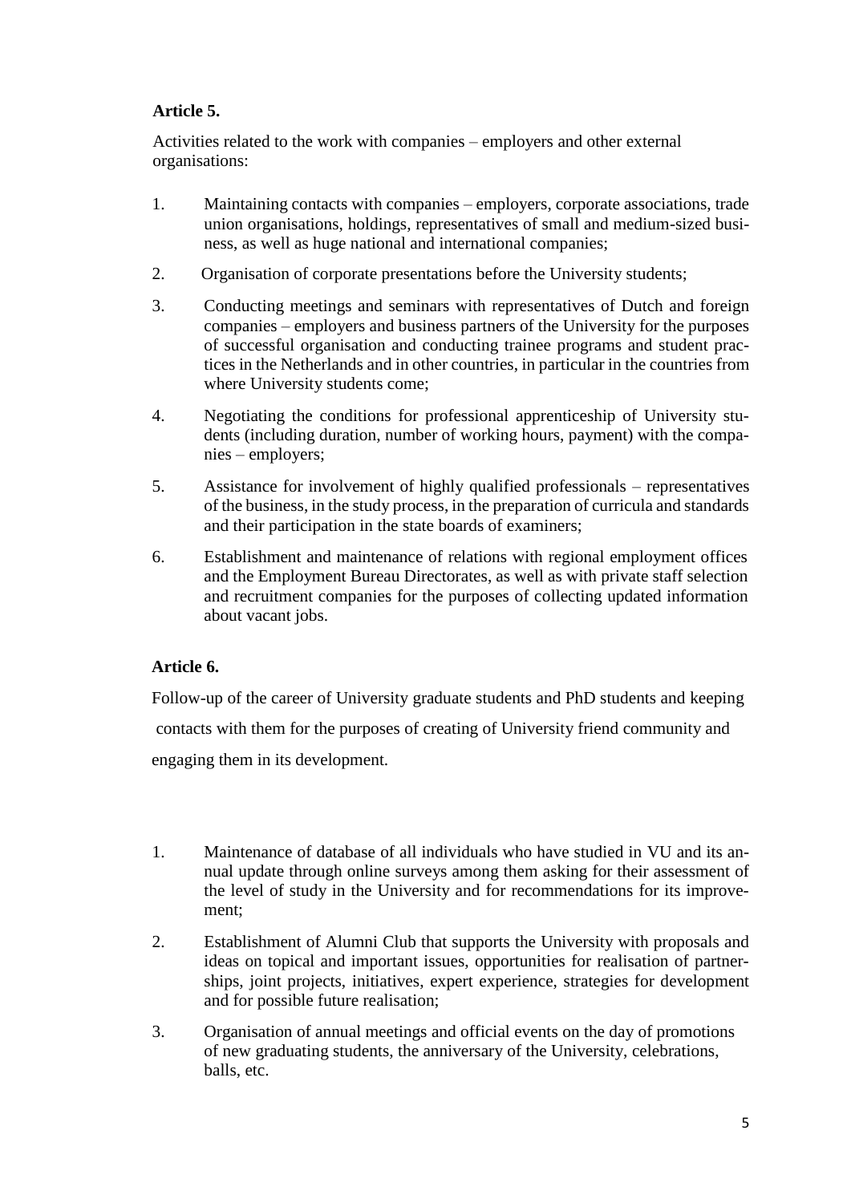**Article 5.**

Activities related to the work with companies – employers and other external organisations:

1. Maintaining contacts with companies – employers, corporate associations, trade union organisations, holdings, representatives of small and medium-sized business, as well as huge national and international companies;

2. Organisation of corporate presentations before the University students;

3. Conducting meetings and seminars with representatives of Dutch and foreign companies – employers and business partners of the University for the purposes of successful organisation and conducting trainee programs and student practices in the Netherlands and in other countries, in particular in the countries from where University students come;

4. Negotiating the conditions for professional apprenticeship of University students (including duration, number of working hours, payment) with the companies – employers;

5. Assistance for involvement of highly qualified professionals – representatives of the business, in the study process, in the preparation of curricula and standards and their participation in the state boards of examiners;

6. Establishment and maintenance of relations with regional employment offices and the Employment Bureau Directorates, as well as with private staff selection and recruitment companies for the purposes of collecting updated information about vacant jobs.

**Article 6.**

Follow-up of the career of University graduate students and PhD students and keeping contacts with them for the purposes of creating of University friend community and engaging them in its development.

1. Maintenance of database of all individuals who have studied in VU and its annual update through online surveys among them asking for their assessment of the level of study in the University and for recommendations for its improvement;

2. Establishment of Alumni Club that supports the University with proposals and ideas on topical and important issues, opportunities for realisation of partnerships, joint projects, initiatives, expert experience, strategies for development and for possible future realisation;

3. Organisation of annual meetings and official events on the day of promotions of new graduating students, the anniversary of the University, celebrations, balls, etc.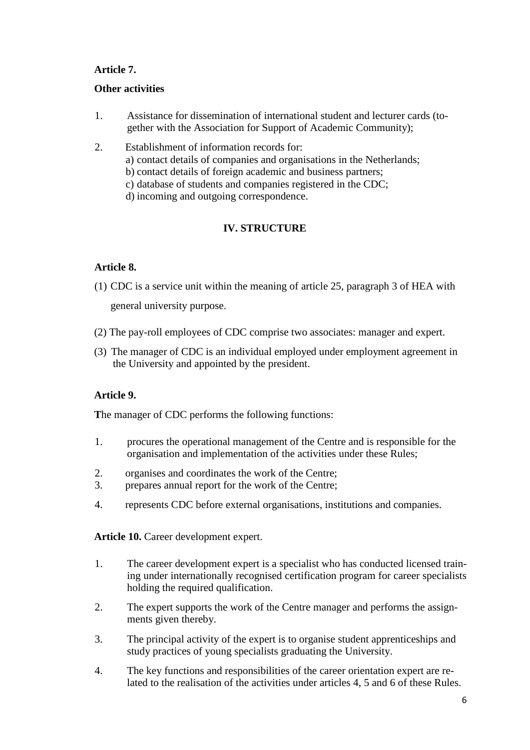**Article 7.**

**Other activities**

1. Assistance for dissemination of international student and lecturer cards (together with the Association for Support of Academic Community);
2. Establishment of information records for:
   a) contact details of companies and organisations in the Netherlands;
   b) contact details of foreign academic and business partners;
   c) database of students and companies registered in the CDC;
   d) incoming and outgoing correspondence.

## IV. STRUCTURE

**Article 8.**

(1) CDC is a service unit within the meaning of article 25, paragraph 3 of HEA with general university purpose.

(2) The pay-roll employees of CDC comprise two associates: manager and expert.

(3) The manager of CDC is an individual employed under employment agreement in the University and appointed by the president.

**Article 9.**

The manager of CDC performs the following functions:

1. procures the operational management of the Centre and is responsible for the organisation and implementation of the activities under these Rules;
2. organises and coordinates the work of the Centre;
3. prepares annual report for the work of the Centre;
4. represents CDC before external organisations, institutions and companies.

**Article 10.** Career development expert.

1. The career development expert is a specialist who has conducted licensed training under internationally recognised certification program for career specialists holding the required qualification.
2. The expert supports the work of the Centre manager and performs the assignments given thereby.
3. The principal activity of the expert is to organise student apprenticeships and study practices of young specialists graduating the University.
4. The key functions and responsibilities of the career orientation expert are related to the realisation of the activities under articles 4, 5 and 6 of these Rules.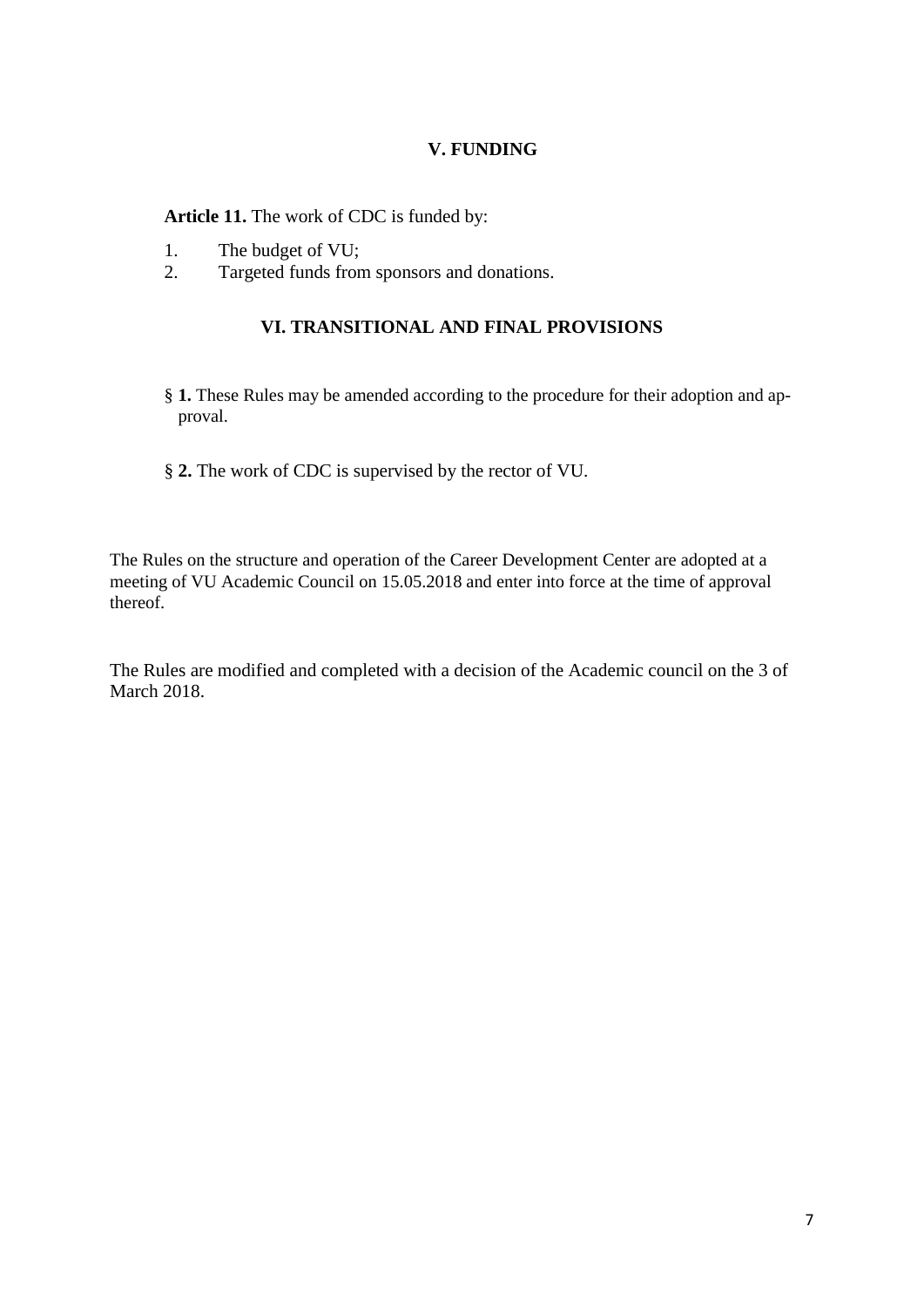## V. FUNDING

**Article 11.** The work of CDC is funded by:

1. The budget of VU;
2. Targeted funds from sponsors and donations.

## VI. TRANSITIONAL AND FINAL PROVISIONS

§ **1.** These Rules may be amended according to the procedure for their adoption and approval.

§ **2.** The work of CDC is supervised by the rector of VU.

The Rules on the structure and operation of the Career Development Center are adopted at a meeting of VU Academic Council on 15.05.2018 and enter into force at the time of approval thereof.

The Rules are modified and completed with a decision of the Academic council on the 3 of March 2018.